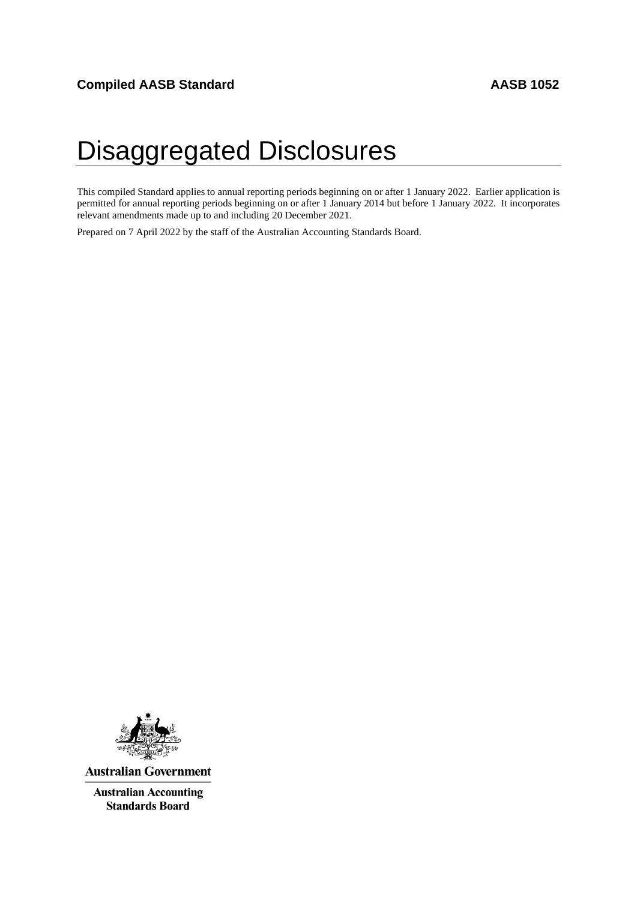**Compiled AASB Standard** **AASB 1052**

# Disaggregated Disclosures

This compiled Standard applies to annual reporting periods beginning on or after 1 January 2022. Earlier application is permitted for annual reporting periods beginning on or after 1 January 2014 but before 1 January 2022. It incorporates relevant amendments made up to and including 20 December 2021.

Prepared on 7 April 2022 by the staff of the Australian Accounting Standards Board.

**Australian Government**

**Australian Accounting Standards Board**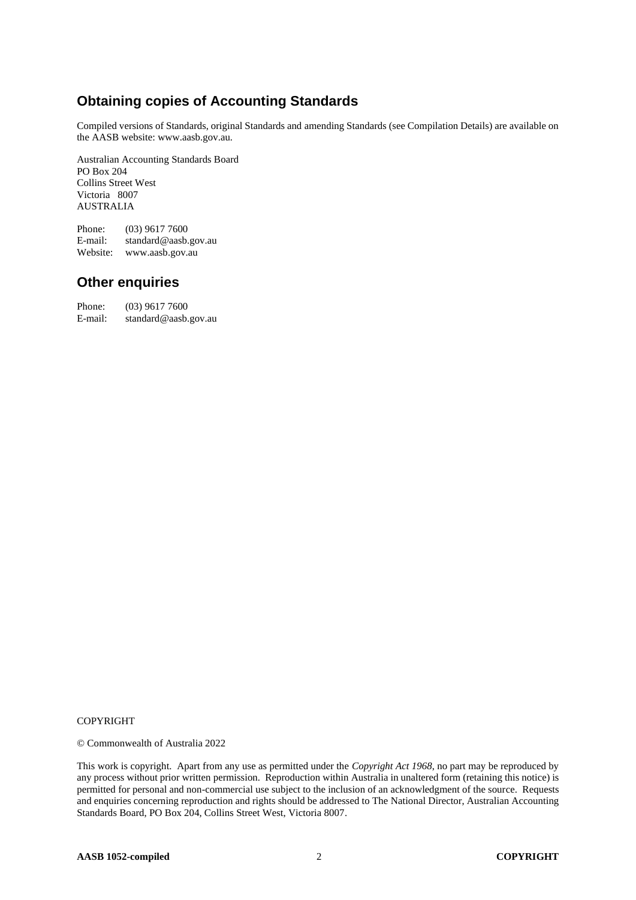## Obtaining copies of Accounting Standards

Compiled versions of Standards, original Standards and amending Standards (see Compilation Details) are available on the AASB website: www.aasb.gov.au.

Australian Accounting Standards Board
PO Box 204
Collins Street West
Victoria 8007
AUSTRALIA

Phone: (03) 9617 7600
E-mail: standard@aasb.gov.au
Website: www.aasb.gov.au

## Other enquiries

Phone: (03) 9617 7600
E-mail: standard@aasb.gov.au

COPYRIGHT

© Commonwealth of Australia 2022

This work is copyright. Apart from any use as permitted under the *Copyright Act 1968*, no part may be reproduced by any process without prior written permission. Reproduction within Australia in unaltered form (retaining this notice) is permitted for personal and non-commercial use subject to the inclusion of an acknowledgment of the source. Requests and enquiries concerning reproduction and rights should be addressed to The National Director, Australian Accounting Standards Board, PO Box 204, Collins Street West, Victoria 8007.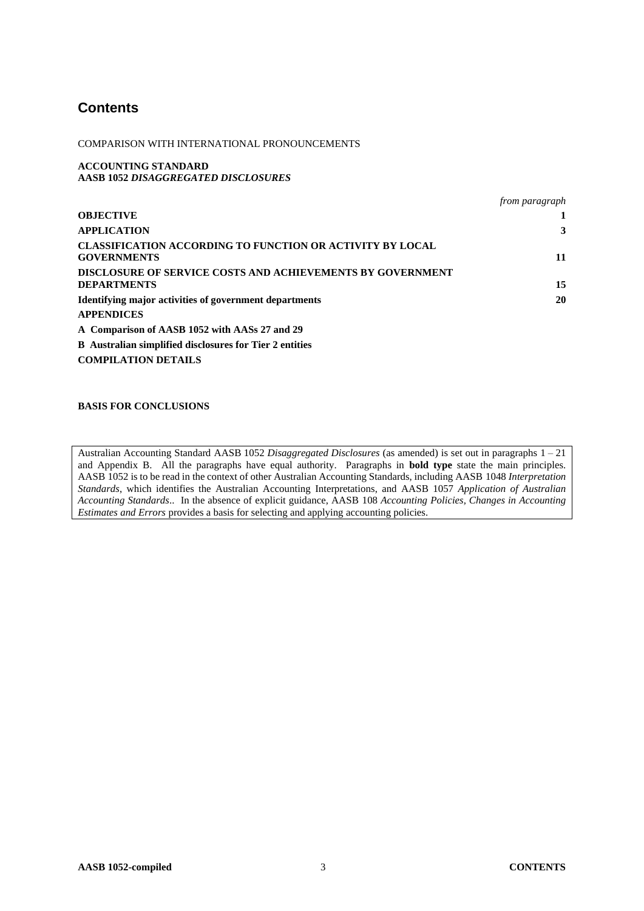# Contents

COMPARISON WITH INTERNATIONAL PRONOUNCEMENTS

**ACCOUNTING STANDARD**
**AASB 1052 *DISAGGREGATED DISCLOSURES***

| | *from paragraph* |
|---|---|
| **OBJECTIVE** | **1** |
| **APPLICATION** | **3** |
| **CLASSIFICATION ACCORDING TO FUNCTION OR ACTIVITY BY LOCAL GOVERNMENTS** | **11** |
| **DISCLOSURE OF SERVICE COSTS AND ACHIEVEMENTS BY GOVERNMENT DEPARTMENTS** | **15** |
| **Identifying major activities of government departments** | **20** |
| **APPENDICES** | |
| **A Comparison of AASB 1052 with AASs 27 and 29** | |
| **B Australian simplified disclosures for Tier 2 entities** | |
| **COMPILATION DETAILS** | |

**BASIS FOR CONCLUSIONS**

Australian Accounting Standard AASB 1052 *Disaggregated Disclosures* (as amended) is set out in paragraphs 1 – 21 and Appendix B. All the paragraphs have equal authority. Paragraphs in **bold type** state the main principles. AASB 1052 is to be read in the context of other Australian Accounting Standards, including AASB 1048 *Interpretation Standards*, which identifies the Australian Accounting Interpretations, and AASB 1057 *Application of Australian Accounting Standards*.. In the absence of explicit guidance, AASB 108 *Accounting Policies, Changes in Accounting Estimates and Errors* provides a basis for selecting and applying accounting policies.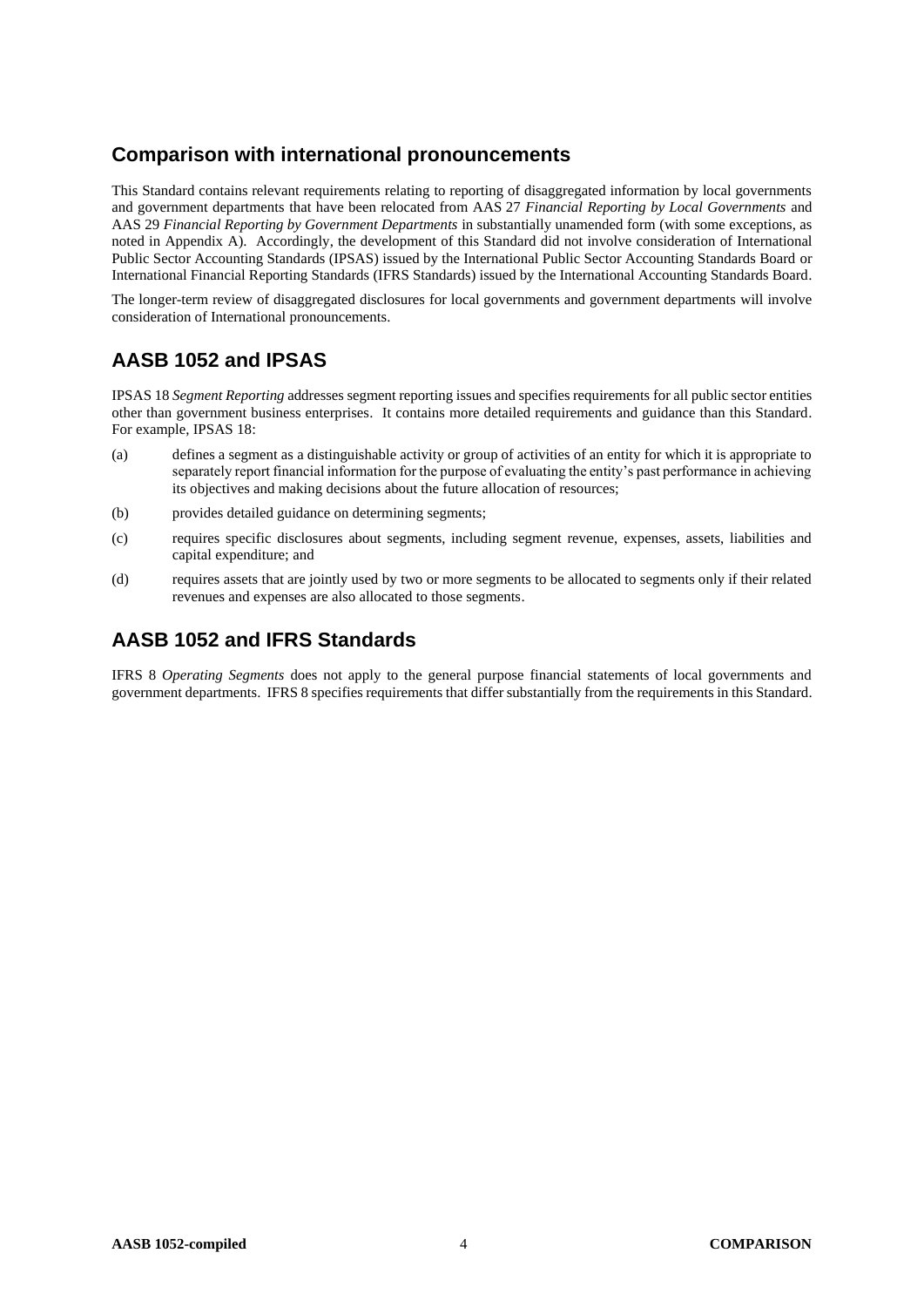## Comparison with international pronouncements

This Standard contains relevant requirements relating to reporting of disaggregated information by local governments and government departments that have been relocated from AAS 27 *Financial Reporting by Local Governments* and AAS 29 *Financial Reporting by Government Departments* in substantially unamended form (with some exceptions, as noted in Appendix A). Accordingly, the development of this Standard did not involve consideration of International Public Sector Accounting Standards (IPSAS) issued by the International Public Sector Accounting Standards Board or International Financial Reporting Standards (IFRS Standards) issued by the International Accounting Standards Board.

The longer-term review of disaggregated disclosures for local governments and government departments will involve consideration of International pronouncements.

## AASB 1052 and IPSAS

IPSAS 18 *Segment Reporting* addresses segment reporting issues and specifies requirements for all public sector entities other than government business enterprises. It contains more detailed requirements and guidance than this Standard. For example, IPSAS 18:

(a) defines a segment as a distinguishable activity or group of activities of an entity for which it is appropriate to separately report financial information for the purpose of evaluating the entity's past performance in achieving its objectives and making decisions about the future allocation of resources;

(b) provides detailed guidance on determining segments;

(c) requires specific disclosures about segments, including segment revenue, expenses, assets, liabilities and capital expenditure; and

(d) requires assets that are jointly used by two or more segments to be allocated to segments only if their related revenues and expenses are also allocated to those segments.

## AASB 1052 and IFRS Standards

IFRS 8 *Operating Segments* does not apply to the general purpose financial statements of local governments and government departments. IFRS 8 specifies requirements that differ substantially from the requirements in this Standard.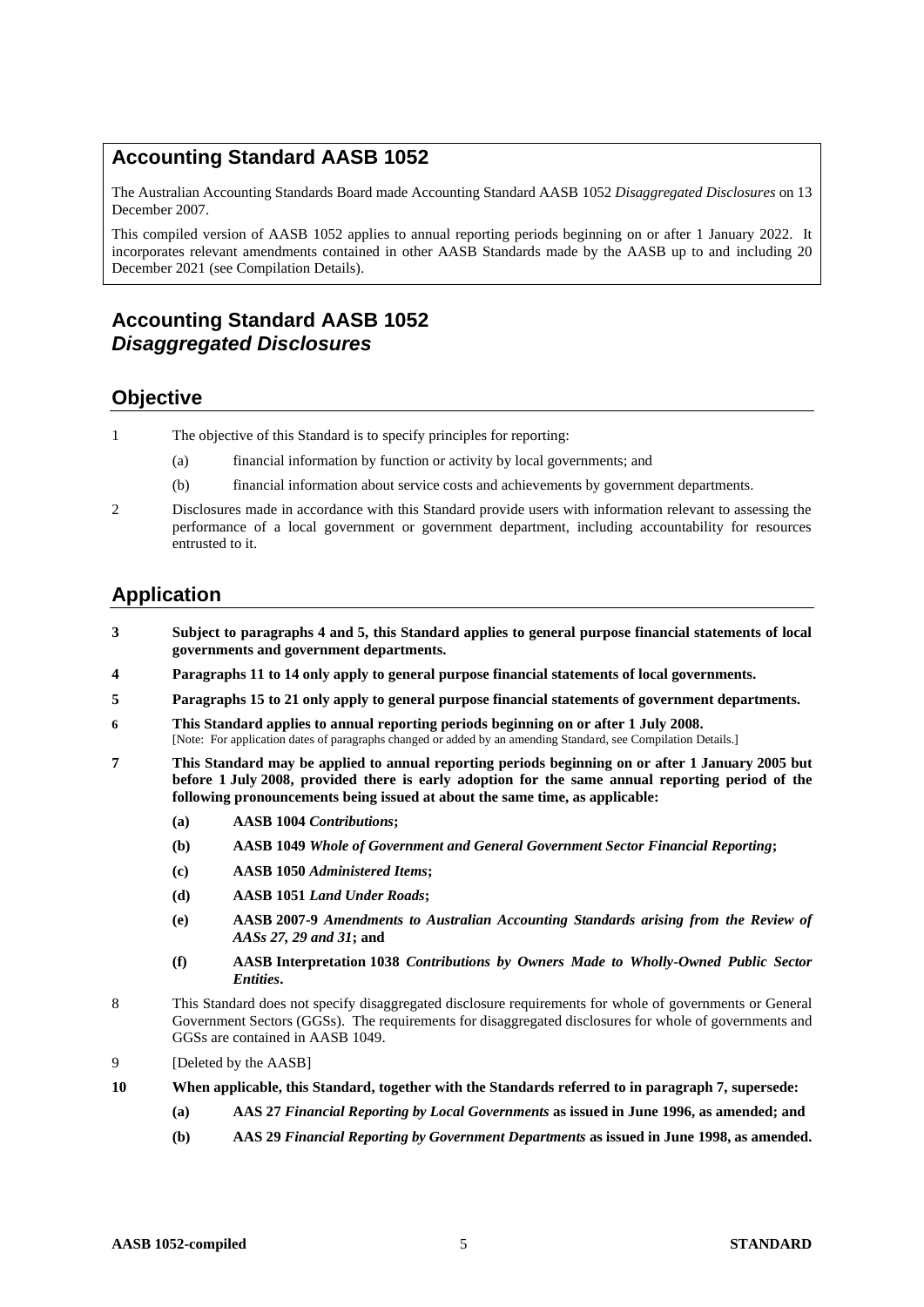## Accounting Standard AASB 1052

The Australian Accounting Standards Board made Accounting Standard AASB 1052 *Disaggregated Disclosures* on 13 December 2007.

This compiled version of AASB 1052 applies to annual reporting periods beginning on or after 1 January 2022. It incorporates relevant amendments contained in other AASB Standards made by the AASB up to and including 20 December 2021 (see Compilation Details).

# Accounting Standard AASB 1052 *Disaggregated Disclosures*

## Objective

1 The objective of this Standard is to specify principles for reporting:

(a) financial information by function or activity by local governments; and

(b) financial information about service costs and achievements by government departments.

2 Disclosures made in accordance with this Standard provide users with information relevant to assessing the performance of a local government or government department, including accountability for resources entrusted to it.

## Application

**3 Subject to paragraphs 4 and 5, this Standard applies to general purpose financial statements of local governments and government departments.**

**4 Paragraphs 11 to 14 only apply to general purpose financial statements of local governments.**

**5 Paragraphs 15 to 21 only apply to general purpose financial statements of government departments.**

**6 This Standard applies to annual reporting periods beginning on or after 1 July 2008.**
[Note: For application dates of paragraphs changed or added by an amending Standard, see Compilation Details.]

**7 This Standard may be applied to annual reporting periods beginning on or after 1 January 2005 but before 1 July 2008, provided there is early adoption for the same annual reporting period of the following pronouncements being issued at about the same time, as applicable:**

**(a) AASB 1004 *Contributions*;**

**(b) AASB 1049 *Whole of Government and General Government Sector Financial Reporting*;**

**(c) AASB 1050 *Administered Items*;**

**(d) AASB 1051 *Land Under Roads*;**

**(e) AASB 2007-9 *Amendments to Australian Accounting Standards arising from the Review of AASs 27, 29 and 31*; and**

**(f) AASB Interpretation 1038 *Contributions by Owners Made to Wholly-Owned Public Sector Entities*.**

8 This Standard does not specify disaggregated disclosure requirements for whole of governments or General Government Sectors (GGSs). The requirements for disaggregated disclosures for whole of governments and GGSs are contained in AASB 1049.

9 [Deleted by the AASB]

**10 When applicable, this Standard, together with the Standards referred to in paragraph 7, supersede:**

**(a) AAS 27 *Financial Reporting by Local Governments* as issued in June 1996, as amended; and**

**(b) AAS 29 *Financial Reporting by Government Departments* as issued in June 1998, as amended.**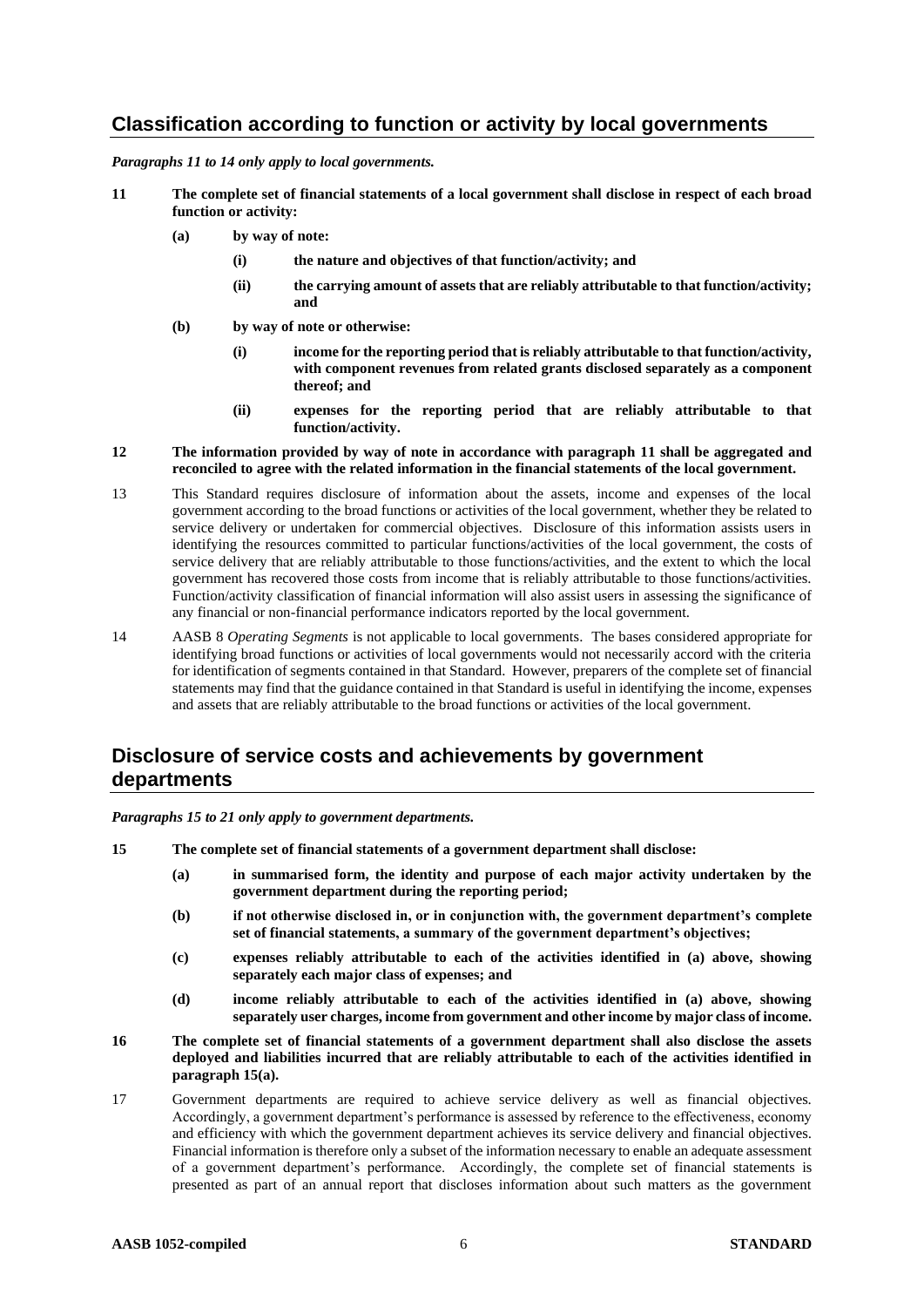## Classification according to function or activity by local governments

***Paragraphs 11 to 14 only apply to local governments.***

**11 The complete set of financial statements of a local government shall disclose in respect of each broad function or activity:**

- **(a) by way of note:**
  - **(i) the nature and objectives of that function/activity; and**
  - **(ii) the carrying amount of assets that are reliably attributable to that function/activity; and**
- **(b) by way of note or otherwise:**
  - **(i) income for the reporting period that is reliably attributable to that function/activity, with component revenues from related grants disclosed separately as a component thereof; and**
  - **(ii) expenses for the reporting period that are reliably attributable to that function/activity.**

**12 The information provided by way of note in accordance with paragraph 11 shall be aggregated and reconciled to agree with the related information in the financial statements of the local government.**

13 This Standard requires disclosure of information about the assets, income and expenses of the local government according to the broad functions or activities of the local government, whether they be related to service delivery or undertaken for commercial objectives. Disclosure of this information assists users in identifying the resources committed to particular functions/activities of the local government, the costs of service delivery that are reliably attributable to those functions/activities, and the extent to which the local government has recovered those costs from income that is reliably attributable to those functions/activities. Function/activity classification of financial information will also assist users in assessing the significance of any financial or non-financial performance indicators reported by the local government.

14 AASB 8 *Operating Segments* is not applicable to local governments. The bases considered appropriate for identifying broad functions or activities of local governments would not necessarily accord with the criteria for identification of segments contained in that Standard. However, preparers of the complete set of financial statements may find that the guidance contained in that Standard is useful in identifying the income, expenses and assets that are reliably attributable to the broad functions or activities of the local government.

## Disclosure of service costs and achievements by government departments

***Paragraphs 15 to 21 only apply to government departments.***

**15 The complete set of financial statements of a government department shall disclose:**

- **(a) in summarised form, the identity and purpose of each major activity undertaken by the government department during the reporting period;**
- **(b) if not otherwise disclosed in, or in conjunction with, the government department's complete set of financial statements, a summary of the government department's objectives;**
- **(c) expenses reliably attributable to each of the activities identified in (a) above, showing separately each major class of expenses; and**
- **(d) income reliably attributable to each of the activities identified in (a) above, showing separately user charges, income from government and other income by major class of income.**

**16 The complete set of financial statements of a government department shall also disclose the assets deployed and liabilities incurred that are reliably attributable to each of the activities identified in paragraph 15(a).**

17 Government departments are required to achieve service delivery as well as financial objectives. Accordingly, a government department's performance is assessed by reference to the effectiveness, economy and efficiency with which the government department achieves its service delivery and financial objectives. Financial information is therefore only a subset of the information necessary to enable an adequate assessment of a government department's performance. Accordingly, the complete set of financial statements is presented as part of an annual report that discloses information about such matters as the government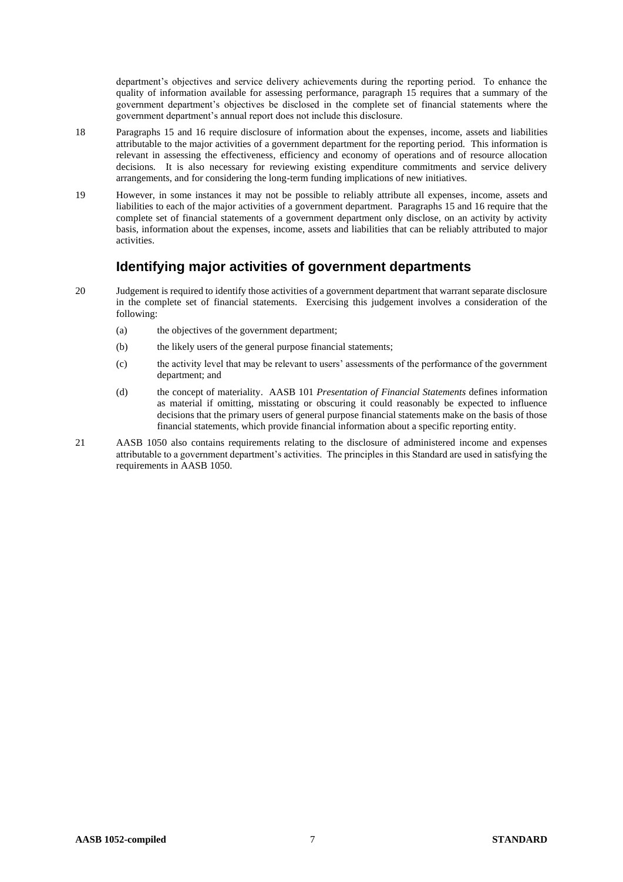department's objectives and service delivery achievements during the reporting period. To enhance the quality of information available for assessing performance, paragraph 15 requires that a summary of the government department's objectives be disclosed in the complete set of financial statements where the government department's annual report does not include this disclosure.

18 Paragraphs 15 and 16 require disclosure of information about the expenses, income, assets and liabilities attributable to the major activities of a government department for the reporting period. This information is relevant in assessing the effectiveness, efficiency and economy of operations and of resource allocation decisions. It is also necessary for reviewing existing expenditure commitments and service delivery arrangements, and for considering the long-term funding implications of new initiatives.

19 However, in some instances it may not be possible to reliably attribute all expenses, income, assets and liabilities to each of the major activities of a government department. Paragraphs 15 and 16 require that the complete set of financial statements of a government department only disclose, on an activity by activity basis, information about the expenses, income, assets and liabilities that can be reliably attributed to major activities.

## Identifying major activities of government departments

20 Judgement is required to identify those activities of a government department that warrant separate disclosure in the complete set of financial statements. Exercising this judgement involves a consideration of the following:

(a) the objectives of the government department;

(b) the likely users of the general purpose financial statements;

(c) the activity level that may be relevant to users' assessments of the performance of the government department; and

(d) the concept of materiality. AASB 101 *Presentation of Financial Statements* defines information as material if omitting, misstating or obscuring it could reasonably be expected to influence decisions that the primary users of general purpose financial statements make on the basis of those financial statements, which provide financial information about a specific reporting entity.

21 AASB 1050 also contains requirements relating to the disclosure of administered income and expenses attributable to a government department's activities. The principles in this Standard are used in satisfying the requirements in AASB 1050.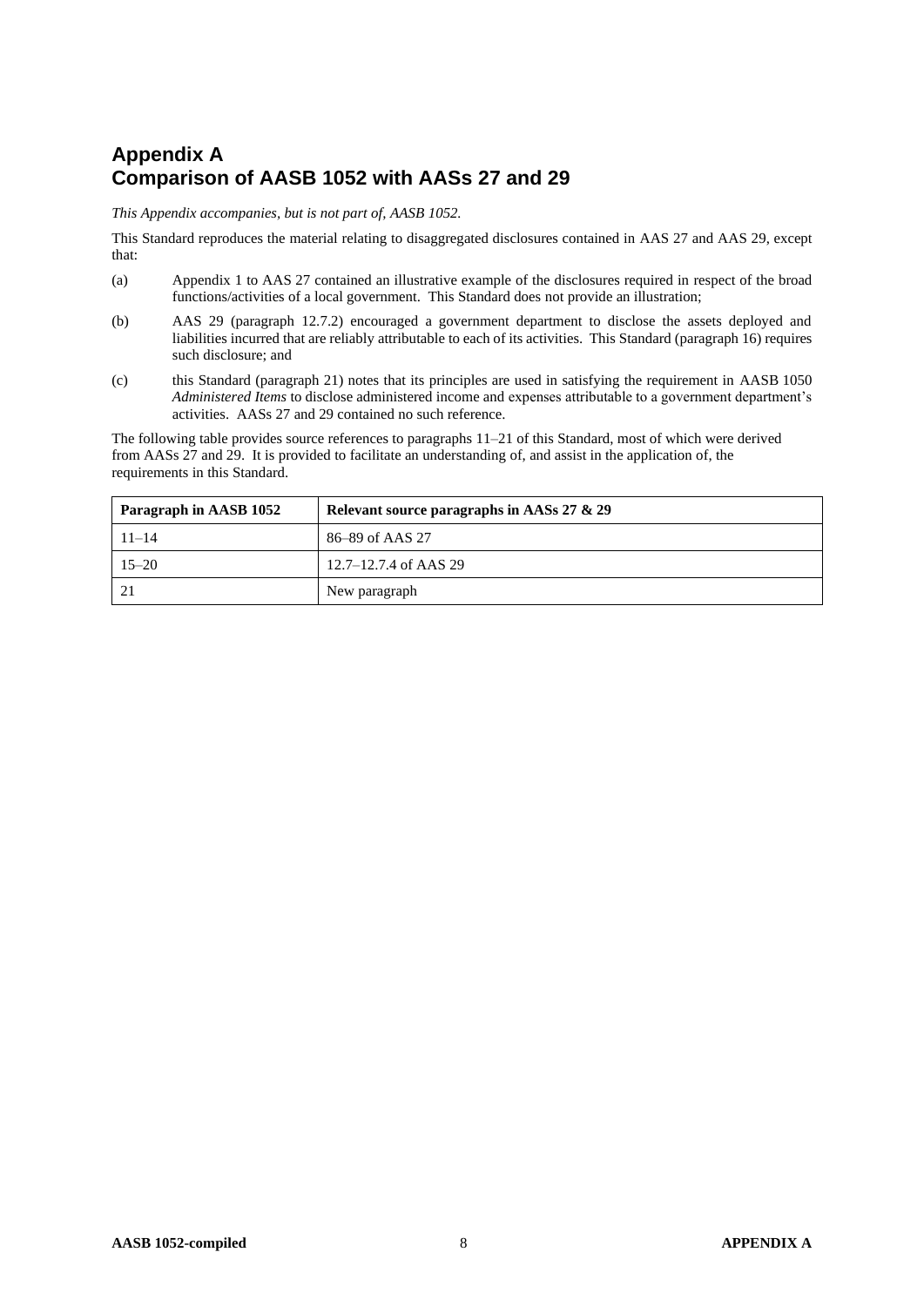# Appendix A
# Comparison of AASB 1052 with AASs 27 and 29

*This Appendix accompanies, but is not part of, AASB 1052.*

This Standard reproduces the material relating to disaggregated disclosures contained in AAS 27 and AAS 29, except that:

(a) Appendix 1 to AAS 27 contained an illustrative example of the disclosures required in respect of the broad functions/activities of a local government. This Standard does not provide an illustration;

(b) AAS 29 (paragraph 12.7.2) encouraged a government department to disclose the assets deployed and liabilities incurred that are reliably attributable to each of its activities. This Standard (paragraph 16) requires such disclosure; and

(c) this Standard (paragraph 21) notes that its principles are used in satisfying the requirement in AASB 1050 *Administered Items* to disclose administered income and expenses attributable to a government department's activities. AASs 27 and 29 contained no such reference.

The following table provides source references to paragraphs 11–21 of this Standard, most of which were derived from AASs 27 and 29. It is provided to facilitate an understanding of, and assist in the application of, the requirements in this Standard.

| Paragraph in AASB 1052 | Relevant source paragraphs in AASs 27 & 29 |
|---|---|
| 11–14 | 86–89 of AAS 27 |
| 15–20 | 12.7–12.7.4 of AAS 29 |
| 21 | New paragraph |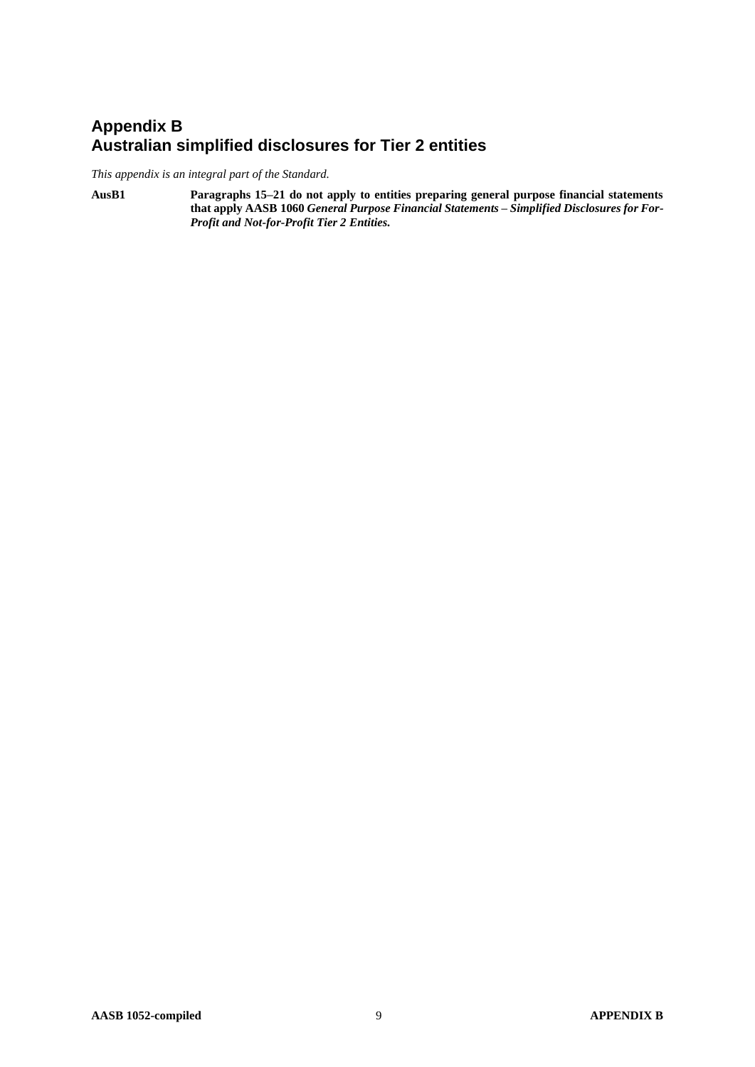# Appendix B
# Australian simplified disclosures for Tier 2 entities

*This appendix is an integral part of the Standard.*

**AusB1** **Paragraphs 15–21 do not apply to entities preparing general purpose financial statements that apply AASB 1060 *General Purpose Financial Statements – Simplified Disclosures for For-Profit and Not-for-Profit Tier 2 Entities.***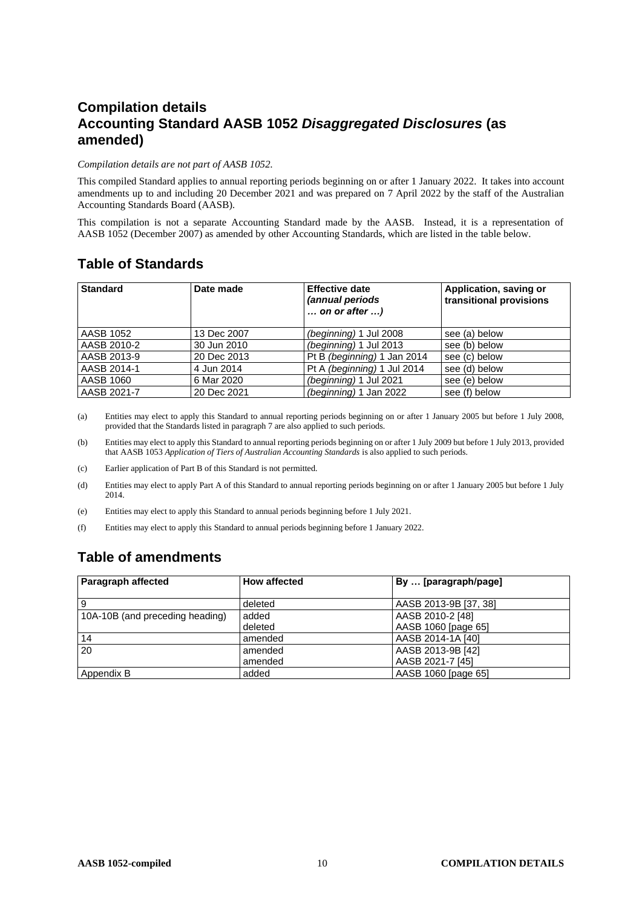## Compilation details

## Accounting Standard AASB 1052 *Disaggregated Disclosures* (as amended)

*Compilation details are not part of AASB 1052.*

This compiled Standard applies to annual reporting periods beginning on or after 1 January 2022. It takes into account amendments up to and including 20 December 2021 and was prepared on 7 April 2022 by the staff of the Australian Accounting Standards Board (AASB).

This compilation is not a separate Accounting Standard made by the AASB. Instead, it is a representation of AASB 1052 (December 2007) as amended by other Accounting Standards, which are listed in the table below.

## Table of Standards

| Standard | Date made | Effective date *(annual periods … on or after …)* | Application, saving or transitional provisions |
|---|---|---|---|
| AASB 1052 | 13 Dec 2007 | *(beginning)* 1 Jul 2008 | see (a) below |
| AASB 2010-2 | 30 Jun 2010 | *(beginning)* 1 Jul 2013 | see (b) below |
| AASB 2013-9 | 20 Dec 2013 | Pt B *(beginning)* 1 Jan 2014 | see (c) below |
| AASB 2014-1 | 4 Jun 2014 | Pt A *(beginning)* 1 Jul 2014 | see (d) below |
| AASB 1060 | 6 Mar 2020 | *(beginning)* 1 Jul 2021 | see (e) below |
| AASB 2021-7 | 20 Dec 2021 | *(beginning)* 1 Jan 2022 | see (f) below |

(a) Entities may elect to apply this Standard to annual reporting periods beginning on or after 1 January 2005 but before 1 July 2008, provided that the Standards listed in paragraph 7 are also applied to such periods.

(b) Entities may elect to apply this Standard to annual reporting periods beginning on or after 1 July 2009 but before 1 July 2013, provided that AASB 1053 *Application of Tiers of Australian Accounting Standards* is also applied to such periods.

(c) Earlier application of Part B of this Standard is not permitted.

(d) Entities may elect to apply Part A of this Standard to annual reporting periods beginning on or after 1 January 2005 but before 1 July 2014.

(e) Entities may elect to apply this Standard to annual periods beginning before 1 July 2021.

(f) Entities may elect to apply this Standard to annual periods beginning before 1 January 2022.

## Table of amendments

| Paragraph affected | How affected | By … [paragraph/page] |
|---|---|---|
| 9 | deleted | AASB 2013-9B [37, 38] |
| 10A-10B (and preceding heading) | added<br>deleted | AASB 2010-2 [48]<br>AASB 1060 [page 65] |
| 14 | amended | AASB 2014-1A [40] |
| 20 | amended<br>amended | AASB 2013-9B [42]<br>AASB 2021-7 [45] |
| Appendix B | added | AASB 1060 [page 65] |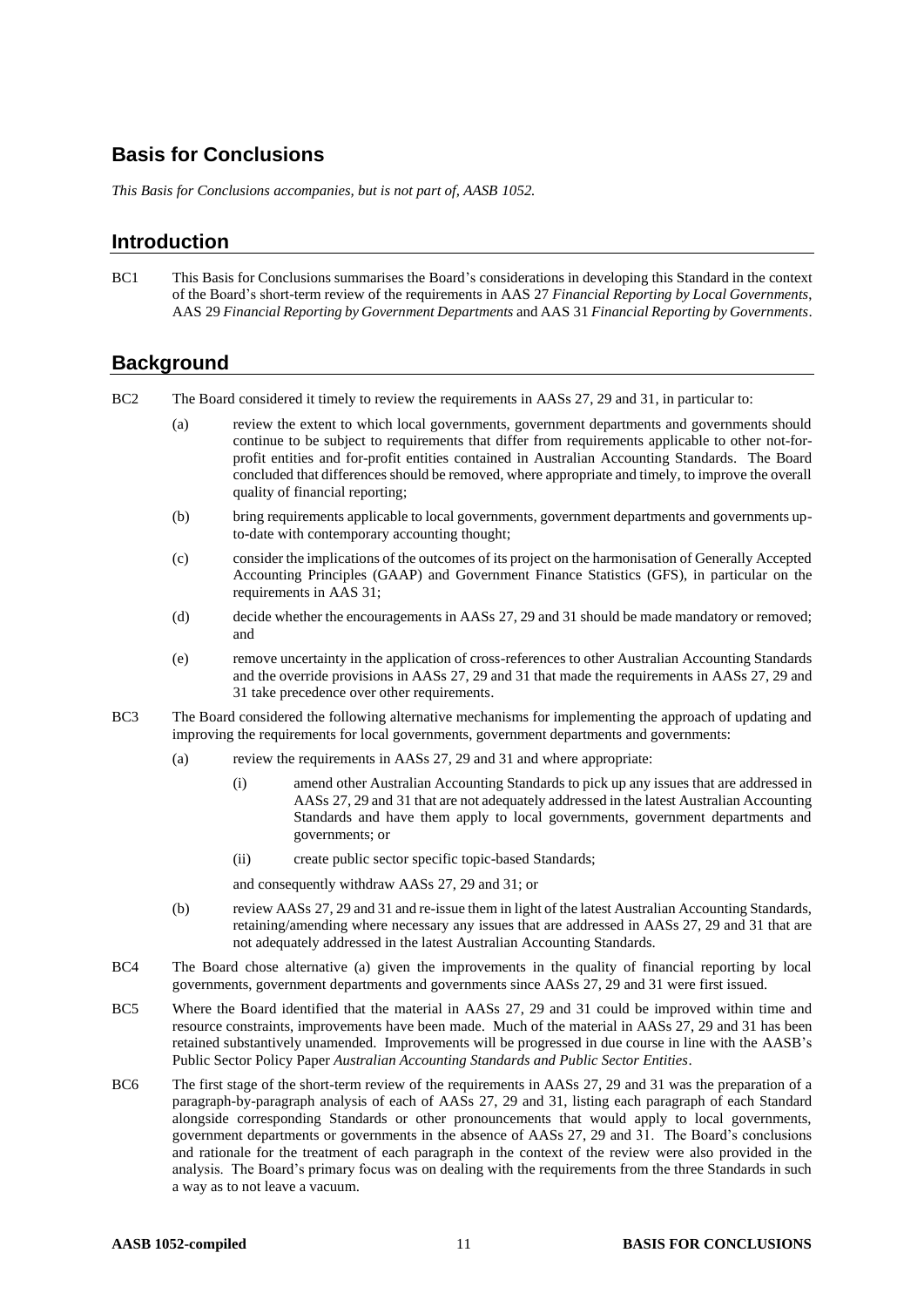## Basis for Conclusions

*This Basis for Conclusions accompanies, but is not part of, AASB 1052.*

## Introduction

BC1 This Basis for Conclusions summarises the Board's considerations in developing this Standard in the context of the Board's short-term review of the requirements in AAS 27 *Financial Reporting by Local Governments*, AAS 29 *Financial Reporting by Government Departments* and AAS 31 *Financial Reporting by Governments*.

## Background

BC2 The Board considered it timely to review the requirements in AASs 27, 29 and 31, in particular to:

(a) review the extent to which local governments, government departments and governments should continue to be subject to requirements that differ from requirements applicable to other not-for-profit entities and for-profit entities contained in Australian Accounting Standards. The Board concluded that differences should be removed, where appropriate and timely, to improve the overall quality of financial reporting;

(b) bring requirements applicable to local governments, government departments and governments up-to-date with contemporary accounting thought;

(c) consider the implications of the outcomes of its project on the harmonisation of Generally Accepted Accounting Principles (GAAP) and Government Finance Statistics (GFS), in particular on the requirements in AAS 31;

(d) decide whether the encouragements in AASs 27, 29 and 31 should be made mandatory or removed; and

(e) remove uncertainty in the application of cross-references to other Australian Accounting Standards and the override provisions in AASs 27, 29 and 31 that made the requirements in AASs 27, 29 and 31 take precedence over other requirements.

BC3 The Board considered the following alternative mechanisms for implementing the approach of updating and improving the requirements for local governments, government departments and governments:

(a) review the requirements in AASs 27, 29 and 31 and where appropriate:

(i) amend other Australian Accounting Standards to pick up any issues that are addressed in AASs 27, 29 and 31 that are not adequately addressed in the latest Australian Accounting Standards and have them apply to local governments, government departments and governments; or

(ii) create public sector specific topic-based Standards;

and consequently withdraw AASs 27, 29 and 31; or

(b) review AASs 27, 29 and 31 and re-issue them in light of the latest Australian Accounting Standards, retaining/amending where necessary any issues that are addressed in AASs 27, 29 and 31 that are not adequately addressed in the latest Australian Accounting Standards.

BC4 The Board chose alternative (a) given the improvements in the quality of financial reporting by local governments, government departments and governments since AASs 27, 29 and 31 were first issued.

BC5 Where the Board identified that the material in AASs 27, 29 and 31 could be improved within time and resource constraints, improvements have been made. Much of the material in AASs 27, 29 and 31 has been retained substantively unamended. Improvements will be progressed in due course in line with the AASB's Public Sector Policy Paper *Australian Accounting Standards and Public Sector Entities*.

BC6 The first stage of the short-term review of the requirements in AASs 27, 29 and 31 was the preparation of a paragraph-by-paragraph analysis of each of AASs 27, 29 and 31, listing each paragraph of each Standard alongside corresponding Standards or other pronouncements that would apply to local governments, government departments or governments in the absence of AASs 27, 29 and 31. The Board's conclusions and rationale for the treatment of each paragraph in the context of the review were also provided in the analysis. The Board's primary focus was on dealing with the requirements from the three Standards in such a way as to not leave a vacuum.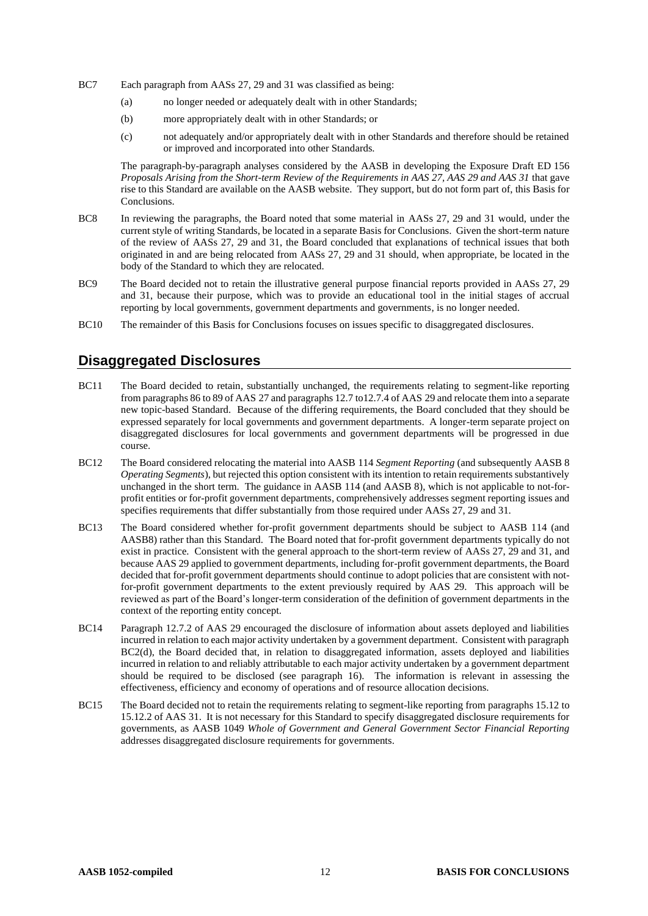BC7 Each paragraph from AASs 27, 29 and 31 was classified as being:

(a) no longer needed or adequately dealt with in other Standards;

(b) more appropriately dealt with in other Standards; or

(c) not adequately and/or appropriately dealt with in other Standards and therefore should be retained or improved and incorporated into other Standards.

The paragraph-by-paragraph analyses considered by the AASB in developing the Exposure Draft ED 156 *Proposals Arising from the Short-term Review of the Requirements in AAS 27, AAS 29 and AAS 31* that gave rise to this Standard are available on the AASB website. They support, but do not form part of, this Basis for Conclusions.

BC8 In reviewing the paragraphs, the Board noted that some material in AASs 27, 29 and 31 would, under the current style of writing Standards, be located in a separate Basis for Conclusions. Given the short-term nature of the review of AASs 27, 29 and 31, the Board concluded that explanations of technical issues that both originated in and are being relocated from AASs 27, 29 and 31 should, when appropriate, be located in the body of the Standard to which they are relocated.

BC9 The Board decided not to retain the illustrative general purpose financial reports provided in AASs 27, 29 and 31, because their purpose, which was to provide an educational tool in the initial stages of accrual reporting by local governments, government departments and governments, is no longer needed.

BC10 The remainder of this Basis for Conclusions focuses on issues specific to disaggregated disclosures.

## Disaggregated Disclosures

BC11 The Board decided to retain, substantially unchanged, the requirements relating to segment-like reporting from paragraphs 86 to 89 of AAS 27 and paragraphs 12.7 to12.7.4 of AAS 29 and relocate them into a separate new topic-based Standard. Because of the differing requirements, the Board concluded that they should be expressed separately for local governments and government departments. A longer-term separate project on disaggregated disclosures for local governments and government departments will be progressed in due course.

BC12 The Board considered relocating the material into AASB 114 *Segment Reporting* (and subsequently AASB 8 *Operating Segments*), but rejected this option consistent with its intention to retain requirements substantively unchanged in the short term. The guidance in AASB 114 (and AASB 8), which is not applicable to not-for-profit entities or for-profit government departments, comprehensively addresses segment reporting issues and specifies requirements that differ substantially from those required under AASs 27, 29 and 31.

BC13 The Board considered whether for-profit government departments should be subject to AASB 114 (and AASB8) rather than this Standard. The Board noted that for-profit government departments typically do not exist in practice. Consistent with the general approach to the short-term review of AASs 27, 29 and 31, and because AAS 29 applied to government departments, including for-profit government departments, the Board decided that for-profit government departments should continue to adopt policies that are consistent with not-for-profit government departments to the extent previously required by AAS 29. This approach will be reviewed as part of the Board's longer-term consideration of the definition of government departments in the context of the reporting entity concept.

BC14 Paragraph 12.7.2 of AAS 29 encouraged the disclosure of information about assets deployed and liabilities incurred in relation to each major activity undertaken by a government department. Consistent with paragraph BC2(d), the Board decided that, in relation to disaggregated information, assets deployed and liabilities incurred in relation to and reliably attributable to each major activity undertaken by a government department should be required to be disclosed (see paragraph 16). The information is relevant in assessing the effectiveness, efficiency and economy of operations and of resource allocation decisions.

BC15 The Board decided not to retain the requirements relating to segment-like reporting from paragraphs 15.12 to 15.12.2 of AAS 31. It is not necessary for this Standard to specify disaggregated disclosure requirements for governments, as AASB 1049 *Whole of Government and General Government Sector Financial Reporting* addresses disaggregated disclosure requirements for governments.